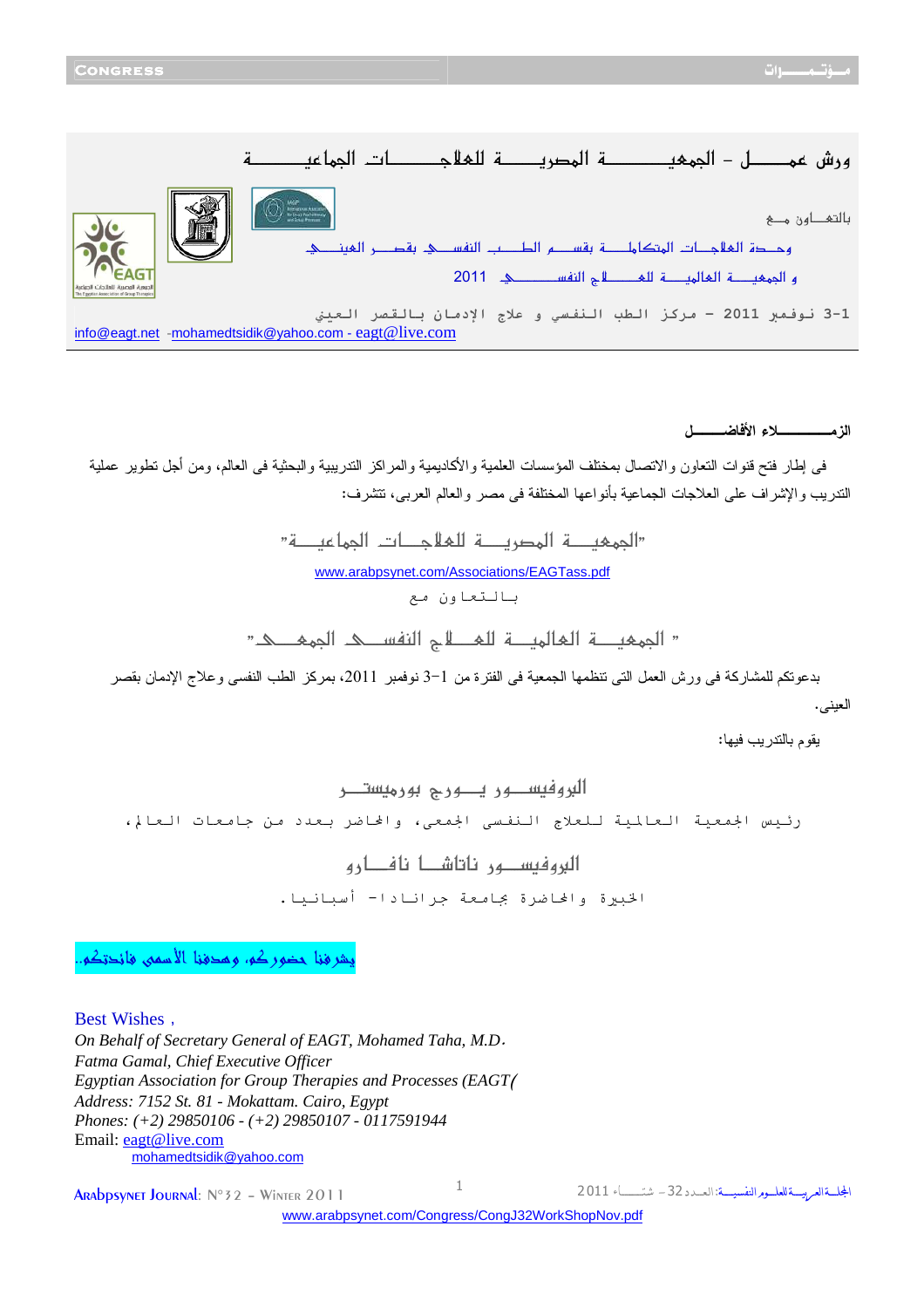# ورش عمــــــــل - الجمعيــــــــــة المصريــــــة للعلاجـــــــات الجماعيــــــــة

بالتعـــاون مـــع

وحــدة العلاجـــات المتكاملـــة بقســـم الطـــب النفســي بقصـــر العينـــي

و الجمعيـــة العالميـــة للعـــلاج النفســـي 2011

1-3 نوفمبر 2011 - مركز الطب النفسي و علاج الإدمان بالقصر العيني

info@eagt.net -mohamedtsidik@yahoo.com - eagt@live.com

**الزمـــــــــلاء الأفاضــــــل**

فى إطار فتح قنوات التعاون والاتصال بمختلف المؤسسات العلمية والأكاديمية والمراكز التدريبية والبحثية فى العالم، ومن أجل تطوير عملية التدريب والإشراف على العلاجات الجماعية بأنواعها المختلفة فى مصر والعالم العربى، تتشرف:

"الجمعيـــة المصريـــة للعلاجـــات الجماعيـــة"

www.arabpsynet.com/Associations/EAGTass.pdf

بالتعاون مع

" الجمعيـــة العالميـــة للعـــلاج النفســـى الجمعـــى"

بدعوتكم للمشاركة فى ورش العمل التى تنظمها الجمعية فى الفترة من 1-3 نوفمبر 2011، بمركز الطب النفسى وعلاج الإدمان بقصر العينى.

يقوم بالتدريب فيها:

البروفيســـور يـــورج بورميستـــر

رئيس الجمعية العالمية للعلاج النفسى الجمعى، والمحاضر بعدد من جامعات العالم،

البروفيســـور ناتاشــا نافـــارو

الخبيرة والمحاضرة بجامعة جرانادا- أسبانيا.

يشرفنا حضوركم، وهدفنا الأسمى فائدتكم..

Best Wishes ,
*On Behalf of Secretary General of EAGT, Mohamed Taha, M.D.*
*Fatma Gamal, Chief Executive Officer*
*Egyptian Association for Group Therapies and Processes (EAGT(*
*Address: 7152 St. 81 - Mokattam. Cairo, Egypt*
*Phones: (+2) 29850106 - (+2) 29850107 - 0117591944*
Email: eagt@live.com
mohamedtsidik@yahoo.com

www.arabpsynet.com/Congress/CongJ32WorkShopNov.pdf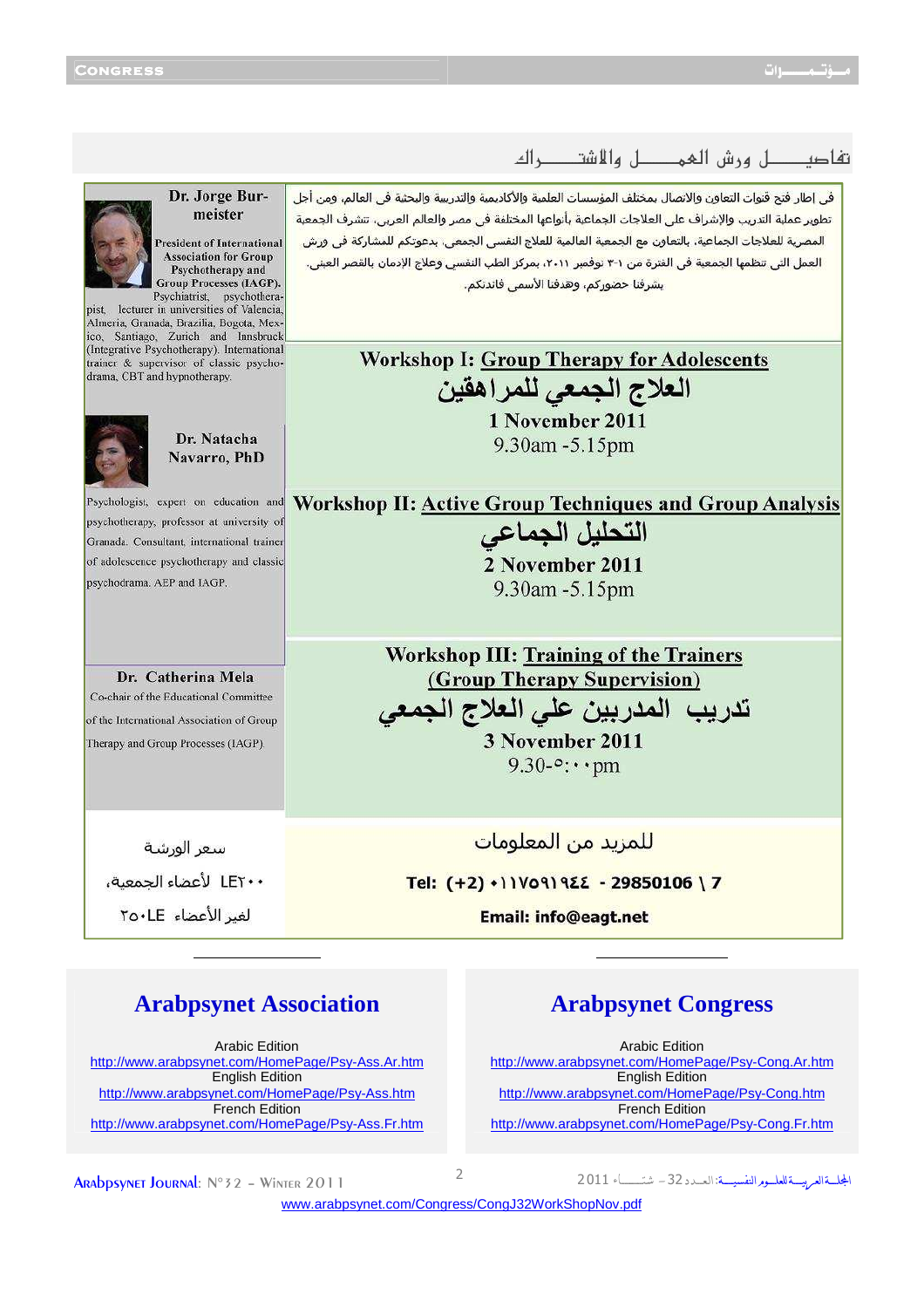## تفاصيـــــل ورش العمـــــل والاشتـــــراك

في إطار فتح قنوات التعاون والاتصال بمختلف المؤسسات العلمية والأكاديمية والتدريبة والبحثة في العالم، ومن أجل تطوير عملية التدريب والإشراف على العلاجات الجماعية بأنواعها المختلفة في مصر والعالم العربي، تتشرف الجمعية المصرية للعلاجات الجماعية، بالتعاون مع الجمعية العالمية للعلاج النفسي الجمعي، بدعوتكم للمشاركة في ورش العمل التي تنظمها الجمعية في الفترة من ١-٣ نوفمبر ٢٠١١، بمركز الطب النفسي وعلاج الإدمان بالقصر العيني.
يشرفنا حضوركم، وهدفنا الأسمى فائدتكم.

**Dr. Jorge Burmeister**

**President of International Association for Group Psychotherapy and Group Processes (IAGP).**
Psychiatrist, psychotherapist, lecturer in universities of Valencia, Almeria, Granada, Brazilia, Bogota, Mexico, Santiago, Zurich and Innsbruck (Integrative Psychotherapy). International trainer & supervisor of classic psychodrama, CBT and hypnotherapy.

**Dr. Natacha Navarro, PhD**

Psychologist, expert on education and psychotherapy, professor at university of Granada. Consultant, international trainer of adolescence psychotherapy and classic psychodrama. AEP and IAGP.

**Dr. Catherina Mela**

Co-chair of the Educational Committee of the International Association of Group Therapy and Group Processes (IAGP).

### Workshop I: Group Therapy for Adolescents

### العلاج الجمعي للمراهقين

**1 November 2011**
9.30am -5.15pm

### Workshop II: Active Group Techniques and Group Analysis

### التحليل الجماعي

**2 November 2011**
9.30am -5.15pm

### Workshop III: Training of the Trainers (Group Therapy Supervision)

### تدريب المدربين على العلاج الجمعي

**3 November 2011**
9.30-٥:٠٠pm

سعر الورشة
LE٢٠٠ لأعضاء الجمعية،
لغير الأعضاء LE٢٥٠

للمزيد من المعلومات

**Tel: (+2) ٠١١٧٥٩١٩٤٤ - 29850106 \ 7**

**Email: info@eagt.net**

---

## Arabpsynet Association

Arabic Edition
http://www.arabpsynet.com/HomePage/Psy-Ass.Ar.htm
English Edition
http://www.arabpsynet.com/HomePage/Psy-Ass.htm
French Edition
http://www.arabpsynet.com/HomePage/Psy-Ass.Fr.htm

## Arabpsynet Congress

Arabic Edition
http://www.arabpsynet.com/HomePage/Psy-Cong.Ar.htm
English Edition
http://www.arabpsynet.com/HomePage/Psy-Cong.htm
French Edition
http://www.arabpsynet.com/HomePage/Psy-Cong.Fr.htm

www.arabpsynet.com/Congress/CongJ32WorkShopNov.pdf